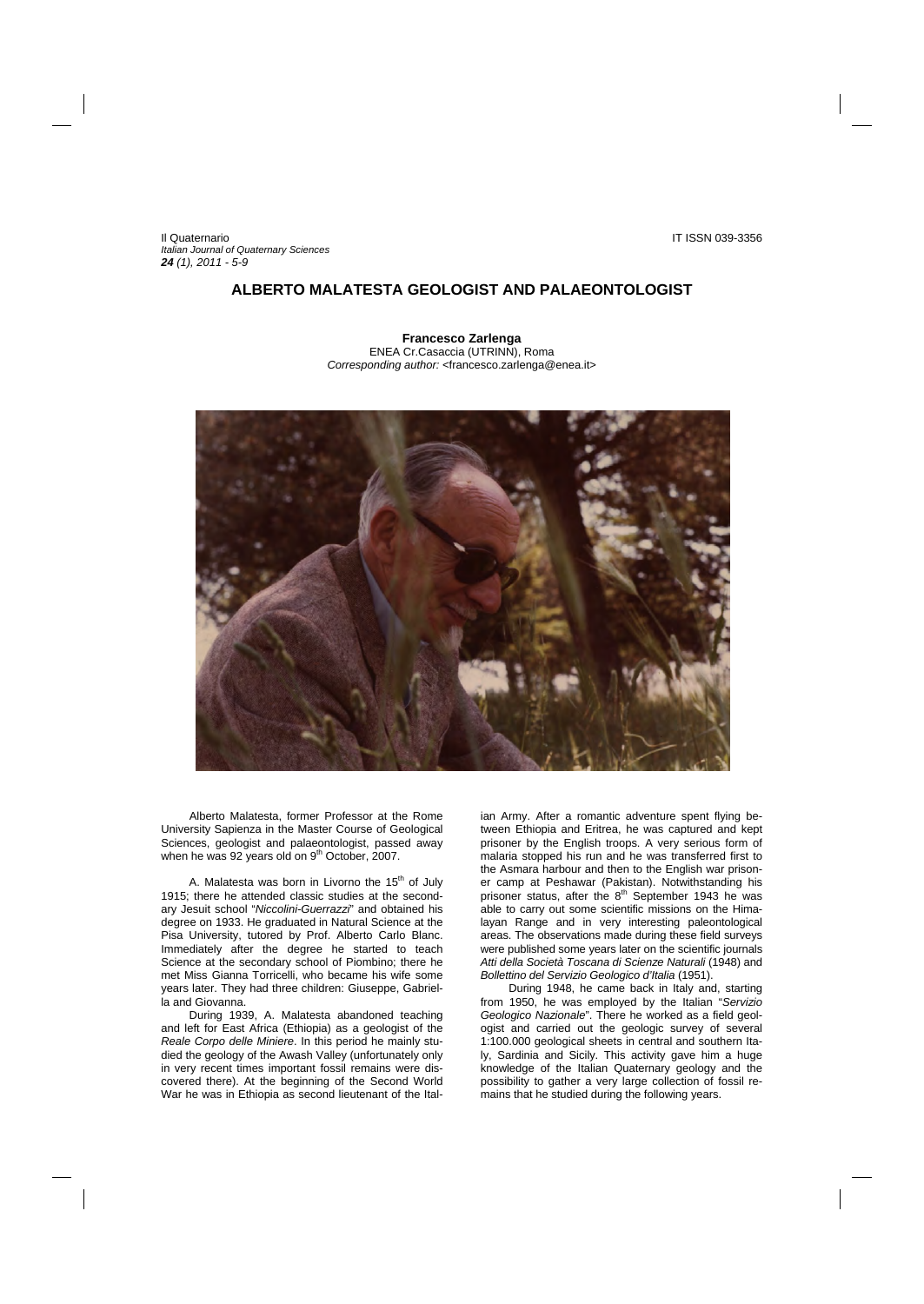# ALBERTO MALATESTA GEOLOGIST AND PALAEONTOLOGIST

**Francesco Zarlenga**
ENEA Cr.Casaccia (UTRINN), Roma
*Corresponding author:* <francesco.zarlenga@enea.it>

Alberto Malatesta, former Professor at the Rome University Sapienza in the Master Course of Geological Sciences, geologist and palaeontologist, passed away when he was 92 years old on 9th October, 2007.

A. Malatesta was born in Livorno the 15th of July 1915; there he attended classic studies at the secondary Jesuit school "*Niccolini-Guerrazzi*" and obtained his degree on 1933. He graduated in Natural Science at the Pisa University, tutored by Prof. Alberto Carlo Blanc. Immediately after the degree he started to teach Science at the secondary school of Piombino; there he met Miss Gianna Torricelli, who became his wife some years later. They had three children: Giuseppe, Gabriella and Giovanna.

During 1939, A. Malatesta abandoned teaching and left for East Africa (Ethiopia) as a geologist of the *Reale Corpo delle Miniere*. In this period he mainly studied the geology of the Awash Valley (unfortunately only in very recent times important fossil remains were discovered there). At the beginning of the Second World War he was in Ethiopia as second lieutenant of the Italian Army. After a romantic adventure spent flying between Ethiopia and Eritrea, he was captured and kept prisoner by the English troops. A very serious form of malaria stopped his run and he was transferred first to the Asmara harbour and then to the English war prisoner camp at Peshawar (Pakistan). Notwithstanding his prisoner status, after the 8th September 1943 he was able to carry out some scientific missions on the Himalayan Range and in very interesting paleontological areas. The observations made during these field surveys were published some years later on the scientific journals *Atti della Società Toscana di Scienze Naturali* (1948) and *Bollettino del Servizio Geologico d'Italia* (1951).

During 1948, he came back in Italy and, starting from 1950, he was employed by the Italian "*Servizio Geologico Nazionale*". There he worked as a field geologist and carried out the geologic survey of several 1:100.000 geological sheets in central and southern Italy, Sardinia and Sicily. This activity gave him a huge knowledge of the Italian Quaternary geology and the possibility to gather a very large collection of fossil remains that he studied during the following years.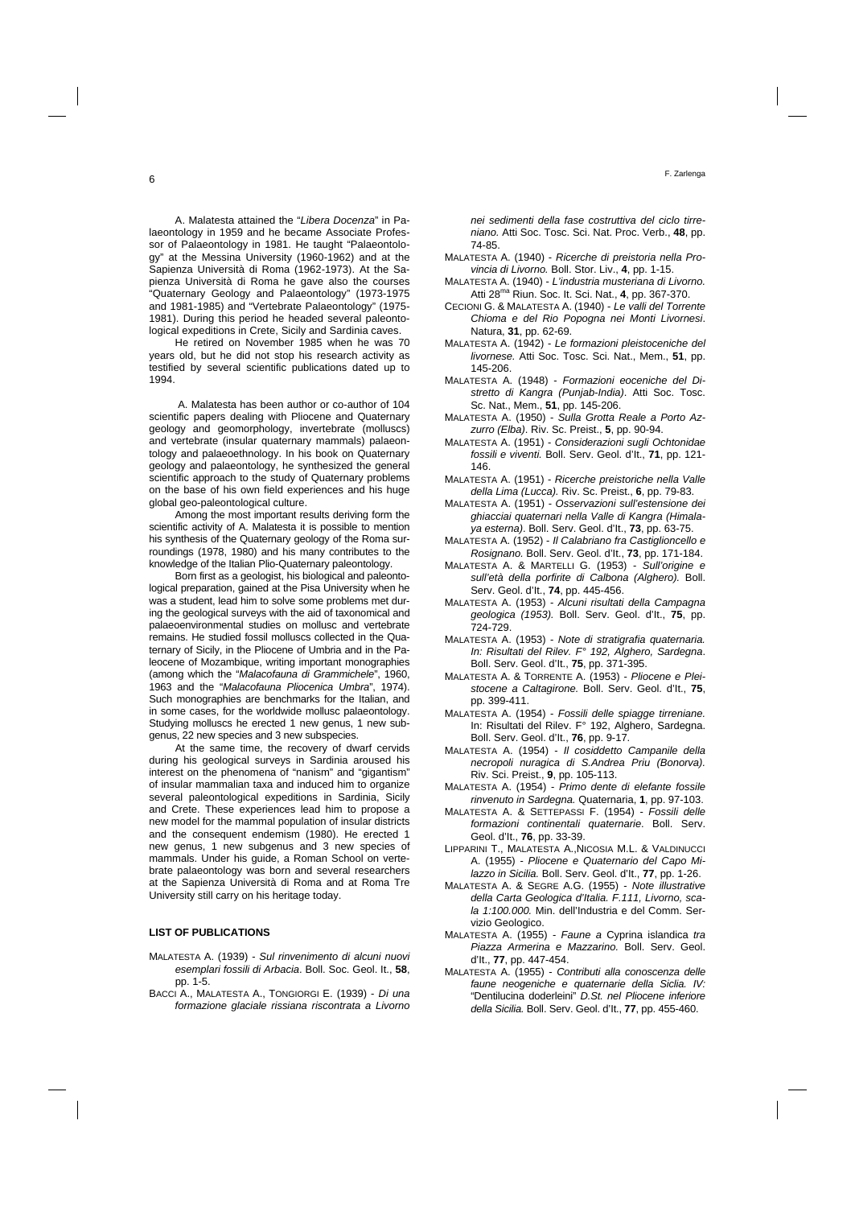A. Malatesta attained the "*Libera Docenza*" in Palaeontology in 1959 and he became Associate Professor of Palaeontology in 1981. He taught "Palaeontology" at the Messina University (1960-1962) and at the Sapienza Università di Roma (1962-1973). At the Sapienza Università di Roma he gave also the courses "Quaternary Geology and Palaeontology" (1973-1975 and 1981-1985) and "Vertebrate Palaeontology" (1975-1981). During this period he headed several paleontological expeditions in Crete, Sicily and Sardinia caves.

He retired on November 1985 when he was 70 years old, but he did not stop his research activity as testified by several scientific publications dated up to 1994.

A. Malatesta has been author or co-author of 104 scientific papers dealing with Pliocene and Quaternary geology and geomorphology, invertebrate (molluscs) and vertebrate (insular quaternary mammals) palaeontology and palaeoethnology. In his book on Quaternary geology and palaeontology, he synthesized the general scientific approach to the study of Quaternary problems on the base of his own field experiences and his huge global geo-paleontological culture.

Among the most important results deriving form the scientific activity of A. Malatesta it is possible to mention his synthesis of the Quaternary geology of the Roma surroundings (1978, 1980) and his many contributes to the knowledge of the Italian Plio-Quaternary paleontology.

Born first as a geologist, his biological and paleontological preparation, gained at the Pisa University when he was a student, lead him to solve some problems met during the geological surveys with the aid of taxonomical and palaeoenvironmental studies on mollusc and vertebrate remains. He studied fossil molluscs collected in the Quaternary of Sicily, in the Pliocene of Umbria and in the Paleocene of Mozambique, writing important monographies (among which the "*Malacofauna di Grammichele*", 1960, 1963 and the "*Malacofauna Pliocenica Umbra*", 1974). Such monographies are benchmarks for the Italian, and in some cases, for the worldwide mollusc palaeontology. Studying molluscs he erected 1 new genus, 1 new subgenus, 22 new species and 3 new subspecies.

At the same time, the recovery of dwarf cervids during his geological surveys in Sardinia aroused his interest on the phenomena of "nanism" and "gigantism" of insular mammalian taxa and induced him to organize several paleontological expeditions in Sardinia, Sicily and Crete. These experiences lead him to propose a new model for the mammal population of insular districts and the consequent endemism (1980). He erected 1 new genus, 1 new subgenus and 3 new species of mammals. Under his guide, a Roman School on vertebrate palaeontology was born and several researchers at the Sapienza Università di Roma and at Roma Tre University still carry on his heritage today.

## LIST OF PUBLICATIONS

MALATESTA A. (1939) - *Sul rinvenimento di alcuni nuovi esemplari fossili di Arbacia*. Boll. Soc. Geol. It., **58**, pp. 1-5.

BACCI A., MALATESTA A., TONGIORGI E. (1939) - *Di una formazione glaciale rissiana riscontrata a Livorno nei sedimenti della fase costruttiva del ciclo tirreniano.* Atti Soc. Tosc. Sci. Nat. Proc. Verb., **48**, pp. 74-85.

MALATESTA A. (1940) - *Ricerche di preistoria nella Provincia di Livorno.* Boll. Stor. Liv., **4**, pp. 1-15.

MALATESTA A. (1940) - *L'industria musteriana di Livorno.* Atti 28[ma] Riun. Soc. It. Sci. Nat., **4**, pp. 367-370.

CECIONI G. & MALATESTA A. (1940) - *Le valli del Torrente Chioma e del Rio Popogna nei Monti Livornesi*. Natura, **31**, pp. 62-69.

MALATESTA A. (1942) - *Le formazioni pleistoceniche del livornese.* Atti Soc. Tosc. Sci. Nat., Mem., **51**, pp. 145-206.

MALATESTA A. (1948) - *Formazioni eoceniche del Distretto di Kangra (Punjab-India)*. Atti Soc. Tosc. Sc. Nat., Mem., **51**, pp. 145-206.

MALATESTA A. (1950) - *Sulla Grotta Reale a Porto Azzurro (Elba)*. Riv. Sc. Preist., **5**, pp. 90-94.

MALATESTA A. (1951) - *Considerazioni sugli Ochtonidae fossili e viventi.* Boll. Serv. Geol. d'It., **71**, pp. 121-146.

MALATESTA A. (1951) - *Ricerche preistoriche nella Valle della Lima (Lucca).* Riv. Sc. Preist., **6**, pp. 79-83.

MALATESTA A. (1951) - *Osservazioni sull'estensione dei ghiacciai quaternari nella Valle di Kangra (Himalaya esterna)*. Boll. Serv. Geol. d'It., **73**, pp. 63-75.

MALATESTA A. (1952) - *Il Calabriano fra Castiglioncello e Rosignano.* Boll. Serv. Geol. d'It., **73**, pp. 171-184.

MALATESTA A. & MARTELLI G. (1953) - *Sull'origine e sull'età della porfirite di Calbona (Alghero).* Boll. Serv. Geol. d'It., **74**, pp. 445-456.

MALATESTA A. (1953) - *Alcuni risultati della Campagna geologica (1953).* Boll. Serv. Geol. d'It., **75**, pp. 724-729.

MALATESTA A. (1953) - *Note di stratigrafia quaternaria. In: Risultati del Rilev. F° 192, Alghero, Sardegna*. Boll. Serv. Geol. d'It., **75**, pp. 371-395.

MALATESTA A. & TORRENTE A. (1953) - *Pliocene e Pleistocene a Caltagirone.* Boll. Serv. Geol. d'It., **75**, pp. 399-411.

MALATESTA A. (1954) - *Fossili delle spiagge tirreniane.* In: Risultati del Rilev. F° 192, Alghero, Sardegna. Boll. Serv. Geol. d'It., **76**, pp. 9-17.

MALATESTA A. (1954) - *Il cosiddetto Campanile della necropoli nuragica di S.Andrea Priu (Bonorva).* Riv. Sci. Preist., **9**, pp. 105-113.

MALATESTA A. (1954) - *Primo dente di elefante fossile rinvenuto in Sardegna.* Quaternaria, **1**, pp. 97-103.

MALATESTA A. & SETTEPASSI F. (1954) - *Fossili delle formazioni continentali quaternarie.* Boll. Serv. Geol. d'It., **76**, pp. 33-39.

LIPPARINI T., MALATESTA A.,NICOSIA M.L. & VALDINUCCI A. (1955) - *Pliocene e Quaternario del Capo Milazzo in Sicilia.* Boll. Serv. Geol. d'It., **77**, pp. 1-26.

MALATESTA A. & SEGRE A.G. (1955) - *Note illustrative della Carta Geologica d'Italia. F.111, Livorno, scala 1:100.000.* Min. dell'Industria e del Comm. Servizio Geologico.

MALATESTA A. (1955) - *Faune a* Cyprina islandica *tra Piazza Armerina e Mazzarino.* Boll. Serv. Geol. d'It., **77**, pp. 447-454.

MALATESTA A. (1955) - *Contributi alla conoscenza delle faune neogeniche e quaternarie della Siclia. IV:* "Dentilucina doderleini" *D.St. nel Pliocene inferiore della Sicilia.* Boll. Serv. Geol. d'It., **77**, pp. 455-460.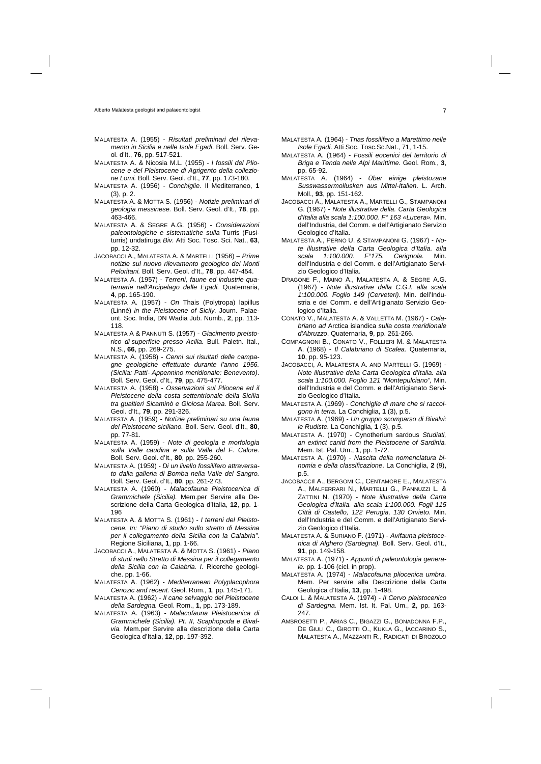MALATESTA A. (1955) - *Risultati preliminari del rilevamento in Sicilia e nelle Isole Egadi*. Boll. Serv. Geol. d'It., **76**, pp. 517-521.

MALATESTA A. & Nicosia M.L. (1955) - *I fossili del Pliocene e del Pleistocene di Agrigento della collezione Lomi.* Boll. Serv. Geol. d'It., **77**, pp. 173-180.

MALATESTA A. (1956) - *Conchiglie*. Il Mediterraneo, **1** (3), p. 2.

MALATESTA A. & MOTTA S. (1956) - *Notizie preliminari di geologia messinese.* Boll. Serv. Geol. d'It., **78**, pp. 463-466.

MALATESTA A. & SEGRE A.G. (1956) - *Considerazioni paleontologiche e sistematiche sulla* Turris (Fusiturris) undatiruga *Biv.* Atti Soc. Tosc. Sci. Nat., **63**, pp. 12-32.

JACOBACCI A., MALATESTA A. & MARTELLI (1956) – *Prime notizie sul nuovo rilevamento geologico dei Monti Peloritani.* Boll. Serv. Geol. d'It., **78**, pp. 447-454.

MALATESTA A. (1957) - *Terreni, faune ed industrie quaternarie nell'Arcipelago delle Egadi.* Quaternaria, **4**, pp. 165-190.

MALATESTA A. (1957) - *On* Thais (Polytropa) lapillus (Linnè) *in the Pleistocene of Sicily.* Journ. Palaeont. Soc. India, DN Wadia Jub. Numb., **2**, pp. 113-118.

MALATESTA A & PANNUTI S. (1957) - *Giacimento preistorico di superficie presso Acilia.* Bull. Paletn. Ital., N.S., **66**, pp. 269-275.

MALATESTA A. (1958) - *Cenni sui risultati delle campagne geologiche effettuate durante l'anno 1956. (Sicilia: Patti- Appennino meridionale: Benevento)*. Boll. Serv. Geol. d'It., **79**, pp. 475-477.

MALATESTA A. (1958) - *Osservazioni sul Pliocene ed il Pleistocene della costa settentrionale della Sicilia tra gualtieri Sicaminò e Gioiosa Marea.* Boll. Serv. Geol. d'It., **79**, pp. 291-326.

MALATESTA A. (1959) - *Notizie preliminari su una fauna del Pleistocene siciliano.* Boll. Serv. Geol. d'It., **80**, pp. 77-81.

MALATESTA A. (1959) - *Note di geologia e morfologia sulla Valle caudina e sulla Valle del F. Calore.* Boll. Serv. Geol. d'It., **80**, pp. 255-260.

MALATESTA A. (1959) - *Di un livello fossilifero attraversato dalla galleria di Bomba nella Valle del Sangro.* Boll. Serv. Geol. d'It., **80**, pp. 261-273.

MALATESTA A. (1960) - *Malacofauna Pleistocenica di Grammichele (Sicilia).* Mem.per Servire alla Descrizione della Carta Geologica d'Italia, **12**, pp. 1-196

MALATESTA A. & MOTTA S. (1961) - *I terreni del Pleistocene. In: "Piano di studio sullo stretto di Messina per il collegamento della Sicilia con la Calabria"*. Regione Siciliana, **1**, pp. 1-66.

JACOBACCI A., MALATESTA A. & MOTTA S. (1961) - *Piano di studi nello Stretto di Messina per il collegamento della Sicilia con la Calabria. I.* Ricerche geologiche. pp. 1-66.

MALATESTA A. (1962) - *Mediterranean Polyplacophora Cenozic and recent.* Geol. Rom., **1**, pp. 145-171.

MALATESTA A. (1962) - *Il cane selvaggio del Pleistocene della Sardegna.* Geol. Rom., **1**, pp. 173-189.

MALATESTA A. (1963) - *Malacofauna Pleistocenica di Grammichele (Sicilia). Pt. II, Scaphopoda e Bivalvia.* Mem.per Servire alla descrizione della Carta Geologica d'Italia, **12**, pp. 197-392.

MALATESTA A. (1964) - *Trias fossilifero a Marettimo nelle Isole Egadi.* Atti Soc. Tosc.Sc.Nat., 71, 1-15.

MALATESTA A. (1964) - *Fossili eocenici del territorio di Briga e Tenda nelle Alpi Marittime.* Geol. Rom., **3**, pp. 65-92.

MALATESTA A. (1964) - *Über einige pleistozane Susswassermollusken aus Mittel-Italien*. L. Arch. Moll., **93**, pp. 151-162.

JACOBACCI A., MALATESTA A., MARTELLI G., STAMPANONI G. (1967) - *Note illustrative della. Carta Geologica d'Italia alla scala 1:100.000. F° 163 «Lucera».* Min. dell'Industria, del Comm. e dell'Artigianato Servizio Geologico d'Italia.

MALATESTA A., PERNO U. & STAMPANONI G. (1967) - *Note illustrative della Carta Geologica d'Italia. alla scala 1:100.000. F°175. Cerignola.* Min. dell'Industria e del Comm. e dell'Artigianato Servizio Geologico d'Italia.

DRAGONE F., MAINO A., MALATESTA A. & SEGRE A.G. (1967) - *Note illustrative della C.G.I. alla scala 1:100.000. Foglio 149 (Cerveteri).* Min. dell'Industria e del Comm. e dell'Artigianato Servizio Geologico d'Italia.

CONATO V., MALATESTA A. & VALLETTA M. (1967) - *Calabriano ad* Arctica islandica *sulla costa meridionale d'Abruzzo*. Quaternaria, **9**, pp. 261-266.

COMPAGNONI B., CONATO V., FOLLIERI M. & MALATESTA A. (1968) - *Il Calabriano di Scalea.* Quaternaria, **10**, pp. 95-123.

JACOBACCI, A. MALATESTA A. AND MARTELLI G. (1969) - *Note illustrative della Carta Geologica d'Italia. alla scala 1:100.000. Foglio 121 "Montepulciano",* Min. dell'Industria e del Comm. e dell'Artigianato Servizio Geologico d'Italia.

MALATESTA A. (1969) - *Conchiglie di mare che si raccolgono in terra.* La Conchiglia, **1** (3), p.5.

MALATESTA A. (1969) - *Un gruppo scomparso di Bivalvi: le Rudiste.* La Conchiglia, **1** (3), p.5.

MALATESTA A. (1970) - Cynotherium sardous *Studiati, an extinct canid from the Pleistocene of Sardinia.* Mem. Ist. Pal. Um., **1**, pp. 1-72.

MALATESTA A. (1970) - *Nascita della nomenclatura binomia e della classificazione*. La Conchiglia, **2** (9), p.5.

JACOBACCII A., BERGOMI C., CENTAMORE E., MALATESTA A., MALFERRARI N., MARTELLI G., PANNUZZI L. & ZATTINI N. (1970) - *Note illustrative della Carta Geologica d'Italia. alla scala 1:100.000. Fogli 115 Città di Castello, 122 Perugia, 130 Orvieto.* Min. dell'Industria e del Comm. e dell'Artigianato Servizio Geologico d'Italia.

MALATESTA A. & SURIANO F. (1971) - *Avifauna pleistocenica di Alghero (Sardegna).* Boll. Serv. Geol. d'It., **91**, pp. 149-158.

MALATESTA A. (1971) - *Appunti di paleontologia generale.* pp. 1-106 (cicl. in prop).

MALATESTA A. (1974) - *Malacofauna pliocenica umbra.* Mem. Per servire alla Descrizione della Carta Geologica d'Italia, **13**, pp. 1-498.

CALOI L. & MALATESTA A. (1974) - *Il Cervo pleistocenico di Sardegna.* Mem. Ist. It. Pal. Um., **2**, pp. 163-247.

AMBROSETTI P., ARIAS C., BIGAZZI G., BONADONNA F.P., DE GIULI C., GIROTTI O., KUKLA G., IACCARINO S., MALATESTA A., MAZZANTI R., RADICATI DI BROZOLO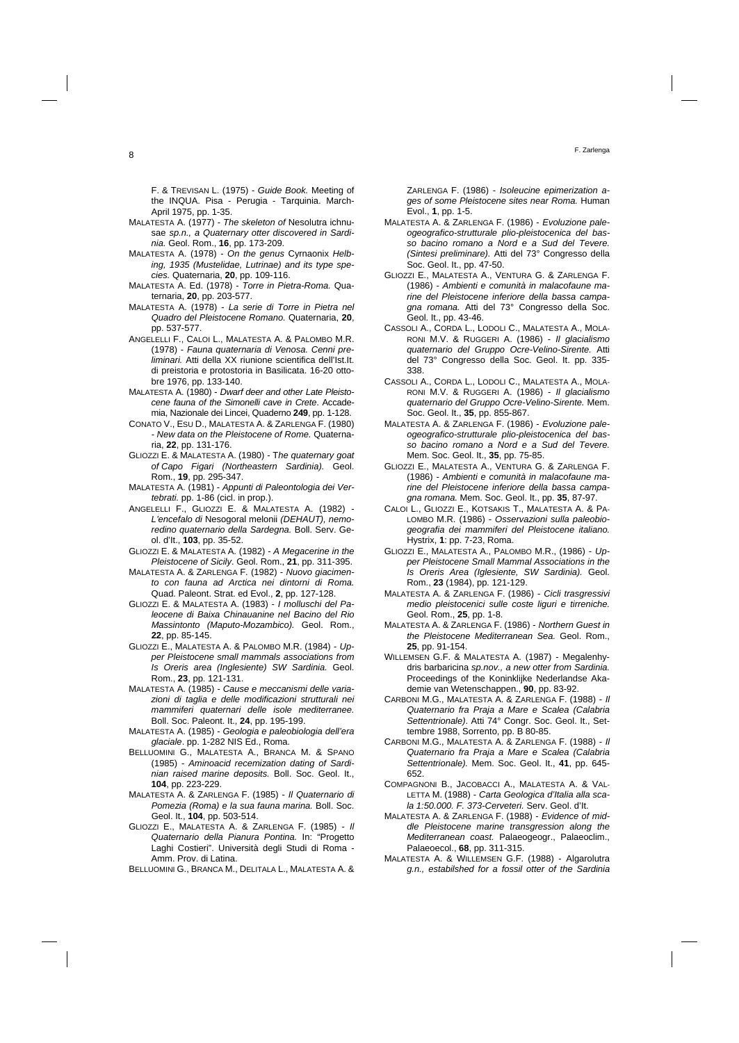F. & TREVISAN L. (1975) - *Guide Book.* Meeting of the INQUA. Pisa - Perugia - Tarquinia. March-April 1975, pp. 1-35.

MALATESTA A. (1977) - *The skeleton of* Nesolutra ichnusae *sp.n., a Quaternary otter discovered in Sardinia.* Geol. Rom., **16**, pp. 173-209.

MALATESTA A. (1978) - *On the genus* Cyrnaonix *Helbing, 1935 (Mustelidae, Lutrinae) and its type species.* Quaternaria, **20**, pp. 109-116.

MALATESTA A. Ed. (1978) - *Torre in Pietra-Roma.* Quaternaria, **20**, pp. 203-577.

MALATESTA A. (1978) - *La serie di Torre in Pietra nel Quadro del Pleistocene Romano.* Quaternaria, **20**, pp. 537-577.

ANGELELLI F., CALOI L., MALATESTA A. & PALOMBO M.R. (1978) - *Fauna quaternaria di Venosa. Cenni preliminari.* Atti della XX riunione scientifica dell'Ist.It. di preistoria e protostoria in Basilicata. 16-20 ottobre 1976, pp. 133-140.

MALATESTA A. (1980) - *Dwarf deer and other Late Pleistocene fauna of the Simonelli cave in Crete.* Accademia, Nazionale dei Lincei, Quaderno **249**, pp. 1-128.

CONATO V., ESU D., MALATESTA A. & ZARLENGA F. (1980) - *New data on the Pleistocene of Rome.* Quaternaria, **22**, pp. 131-176.

GLIOZZI E. & MALATESTA A. (1980) - T*he quaternary goat of Capo Figari (Northeastern Sardinia).* Geol. Rom., **19**, pp. 295-347.

MALATESTA A. (1981) - *Appunti di Paleontologia dei Vertebrati.* pp. 1-86 (cicl. in prop.).

ANGELELLI F., GLIOZZI E. & MALATESTA A. (1982) - *L'encefalo di* Nesogoral melonii *(DEHAUT), nemoredino quaternario della Sardegna.* Boll. Serv. Geol. d'It., **103**, pp. 35-52.

GLIOZZI E. & MALATESTA A. (1982) - *A Megacerine in the Pleistocene of Sicily*. Geol. Rom., **21**, pp. 311-395.

MALATESTA A. & ZARLENGA F. (1982) - *Nuovo giacimento con fauna ad Arctica nei dintorni di Roma.* Quad. Paleont. Strat. ed Evol., **2**, pp. 127-128.

GLIOZZI E. & MALATESTA A. (1983) - *I molluschi del Paleocene di Baixa Chinauanine nel Bacino del Rio Massintonto (Maputo-Mozambico).* Geol. Rom., **22**, pp. 85-145.

GLIOZZI E., MALATESTA A. & PALOMBO M.R. (1984) - *Upper Pleistocene small mammals associations from Is Oreris area (Inglesiente) SW Sardinia.* Geol. Rom., **23**, pp. 121-131.

MALATESTA A. (1985) - *Cause e meccanismi delle variazioni di taglia e delle modificazioni strutturali nei mammiferi quaternari delle isole mediterranee.* Boll. Soc. Paleont. It., **24**, pp. 195-199.

MALATESTA A. (1985) - *Geologia e paleobiologia dell'era glaciale*. pp. 1-282 NIS Ed., Roma.

BELLUOMINI G., MALATESTA A., BRANCA M. & SPANO (1985) - *Aminoacid recemization dating of Sardinian raised marine deposits.* Boll. Soc. Geol. It., **104**, pp. 223-229.

MALATESTA A. & ZARLENGA F. (1985) - *Il Quaternario di Pomezia (Roma) e la sua fauna marina.* Boll. Soc. Geol. It., **104**, pp. 503-514.

GLIOZZI E., MALATESTA A. & ZARLENGA F. (1985) - *Il Quaternario della Pianura Pontina.* In: "Progetto Laghi Costieri". Università degli Studi di Roma - Amm. Prov. di Latina.

BELLUOMINI G., BRANCA M., DELITALA L., MALATESTA A. & ZARLENGA F. (1986) - *Isoleucine epimerization ages of some Pleistocene sites near Roma.* Human Evol., **1**, pp. 1-5.

MALATESTA A. & ZARLENGA F. (1986) - *Evoluzione paleogeografico-strutturale plio-pleistocenica del basso bacino romano a Nord e a Sud del Tevere. (Sintesi preliminare).* Atti del 73° Congresso della Soc. Geol. It., pp. 47-50.

GLIOZZI E., MALATESTA A., VENTURA G. & ZARLENGA F. (1986) - *Ambienti e comunità in malacofaune marine del Pleistocene inferiore della bassa campagna romana.* Atti del 73° Congresso della Soc. Geol. It., pp. 43-46.

CASSOLI A., CORDA L., LODOLI C., MALATESTA A., MOLARONI M.V. & RUGGERI A. (1986) - *Il glacialismo quaternario del Gruppo Ocre-Velino-Sirente.* Atti del 73° Congresso della Soc. Geol. It. pp. 335-338.

CASSOLI A., CORDA L., LODOLI C., MALATESTA A., MOLARONI M.V. & RUGGERI A. (1986) - *Il glacialismo quaternario del Gruppo Ocre-Velino-Sirente.* Mem. Soc. Geol. It., **35**, pp. 855-867.

MALATESTA A. & ZARLENGA F. (1986) - *Evoluzione paleogeografico-strutturale plio-pleistocenica del basso bacino romano a Nord e a Sud del Tevere.* Mem. Soc. Geol. It., **35**, pp. 75-85.

GLIOZZI E., MALATESTA A., VENTURA G. & ZARLENGA F. (1986) - *Ambienti e comunità in malacofaune marine del Pleistocene inferiore della bassa campagna romana.* Mem. Soc. Geol. It., pp. **35**, 87-97.

CALOI L., GLIOZZI E., KOTSAKIS T., MALATESTA A. & PALOMBO M.R. (1986) - *Osservazioni sulla paleobiogeografia dei mammiferi del Pleistocene italiano.* Hystrix, **1**: pp. 7-23, Roma.

GLIOZZI E., MALATESTA A., PALOMBO M.R., (1986) - *Upper Pleistocene Small Mammal Associations in the Is Oreris Area (Iglesiente, SW Sardinia).* Geol. Rom., **23** (1984), pp. 121-129.

MALATESTA A. & ZARLENGA F. (1986) - *Cicli trasgressivi medio pleistocenici sulle coste liguri e tirreniche.* Geol. Rom., **25**, pp. 1-8.

MALATESTA A. & ZARLENGA F. (1986) - *Northern Guest in the Pleistocene Mediterranean Sea.* Geol. Rom., **25**, pp. 91-154.

WILLEMSEN G.F. & MALATESTA A. (1987) - Megalenhydris barbaricina *sp.nov., a new otter from Sardinia.* Proceedings of the Koninklijke Nederlandse Akademie van Wetenschappen., **90**, pp. 83-92.

CARBONI M.G., MALATESTA A. & ZARLENGA F. (1988) - *Il Quaternario fra Praja a Mare e Scalea (Calabria Settentrionale)*. Atti 74° Congr. Soc. Geol. It., Settembre 1988, Sorrento, pp. B 80-85.

CARBONI M.G., MALATESTA A. & ZARLENGA F. (1988) - *Il Quaternario fra Praja a Mare e Scalea (Calabria Settentrionale).* Mem. Soc. Geol. It., **41**, pp. 645-652.

COMPAGNONI B., JACOBACCI A., MALATESTA A. & VALLETTA M. (1988) - *Carta Geologica d'Italia alla scala 1:50.000. F. 373-Cerveteri.* Serv. Geol. d'It.

MALATESTA A. & ZARLENGA F. (1988) - *Evidence of middle Pleistocene marine transgression along the Mediterranean coast.* Palaeogeogr., Palaeoclim., Palaeoecol., **68**, pp. 311-315.

MALATESTA A. & WILLEMSEN G.F. (1988) - Algarolutra *g.n., estabilshed for a fossil otter of the Sardinia*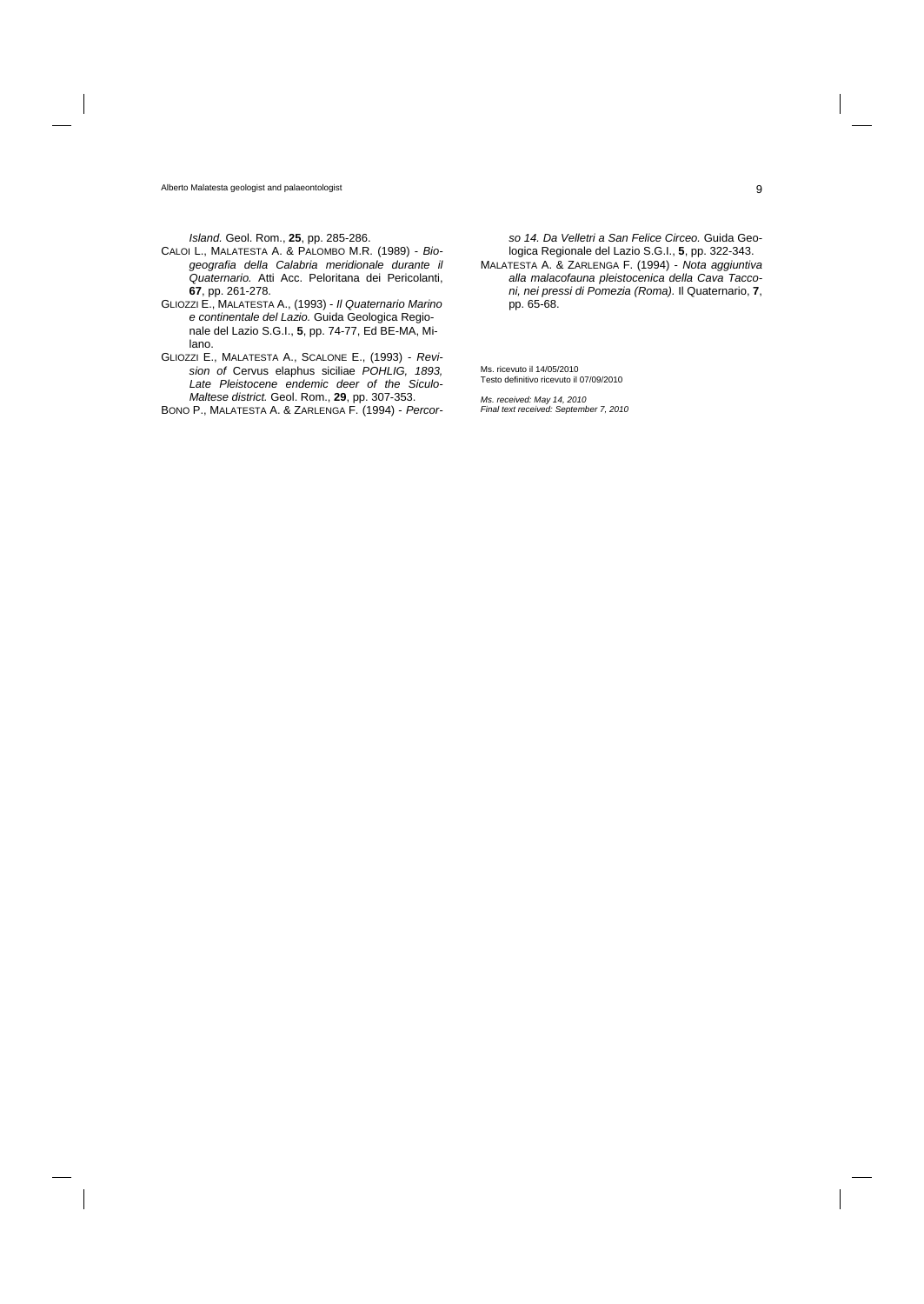*Island.* Geol. Rom., **25**, pp. 285-286.

CALOI L., MALATESTA A. & PALOMBO M.R. (1989) - *Biogeografia della Calabria meridionale durante il Quaternario.* Atti Acc. Peloritana dei Pericolanti, **67**, pp. 261-278.

GLIOZZI E., MALATESTA A., (1993) - *Il Quaternario Marino e continentale del Lazio.* Guida Geologica Regionale del Lazio S.G.I., **5**, pp. 74-77, Ed BE-MA, Milano.

GLIOZZI E., MALATESTA A., SCALONE E., (1993) - *Revision of* Cervus elaphus siciliae *POHLIG, 1893, Late Pleistocene endemic deer of the Siculo-Maltese district.* Geol. Rom., **29**, pp. 307-353.

BONO P., MALATESTA A. & ZARLENGA F. (1994) - *Percorso 14. Da Velletri a San Felice Circeo.* Guida Geologica Regionale del Lazio S.G.I., **5**, pp. 322-343.

MALATESTA A. & ZARLENGA F. (1994) - *Nota aggiuntiva alla malacofauna pleistocenica della Cava Tacconi, nei pressi di Pomezia (Roma).* Il Quaternario, **7**, pp. 65-68.

Ms. ricevuto il 14/05/2010
Testo definitivo ricevuto il 07/09/2010

*Ms. received: May 14, 2010*
*Final text received: September 7, 2010*